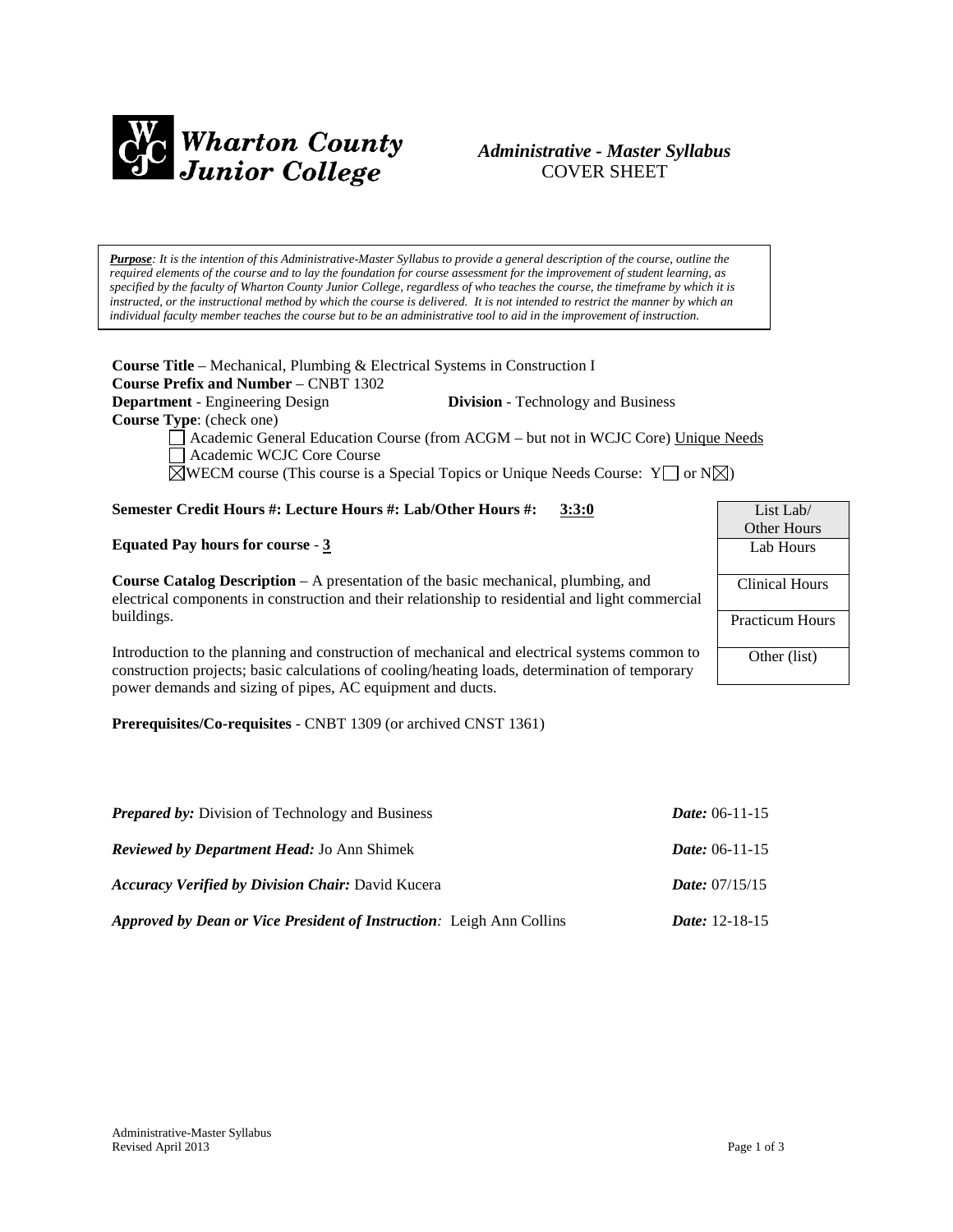**Wharton County Junior College**

***Administrative - Master Syllabus***
COVER SHEET

> ***Purpose****: It is the intention of this Administrative-Master Syllabus to provide a general description of the course, outline the required elements of the course and to lay the foundation for course assessment for the improvement of student learning, as specified by the faculty of Wharton County Junior College, regardless of who teaches the course, the timeframe by which it is instructed, or the instructional method by which the course is delivered. It is not intended to restrict the manner by which an individual faculty member teaches the course but to be an administrative tool to aid in the improvement of instruction.*

**Course Title** – Mechanical, Plumbing & Electrical Systems in Construction I
**Course Prefix and Number** – CNBT 1302
**Department** - Engineering Design **Division** - Technology and Business
**Course Type**: (check one)

- ☐ Academic General Education Course (from ACGM – but not in WCJC Core) Unique Needs
- ☐ Academic WCJC Core Course
- ☒ WECM course (This course is a Special Topics or Unique Needs Course: Y☐ or N☒)

**Semester Credit Hours #: Lecture Hours #: Lab/Other Hours #:** **3:3:0**

| List Lab/ Other Hours |
|---|
| Lab Hours |
| Clinical Hours |
| Practicum Hours |
| Other (list) |

**Equated Pay hours for course** - **3**

**Course Catalog Description** – A presentation of the basic mechanical, plumbing, and electrical components in construction and their relationship to residential and light commercial buildings.

Introduction to the planning and construction of mechanical and electrical systems common to construction projects; basic calculations of cooling/heating loads, determination of temporary power demands and sizing of pipes, AC equipment and ducts.

**Prerequisites/Co-requisites** - CNBT 1309 (or archived CNST 1361)

***Prepared by:*** Division of Technology and Business ***Date:*** 06-11-15

***Reviewed by Department Head:*** Jo Ann Shimek ***Date:*** 06-11-15

***Accuracy Verified by Division Chair:*** David Kucera ***Date:*** 07/15/15

***Approved by Dean or Vice President of Instruction****:* Leigh Ann Collins ***Date:*** 12-18-15

Administrative-Master Syllabus
Revised April 2013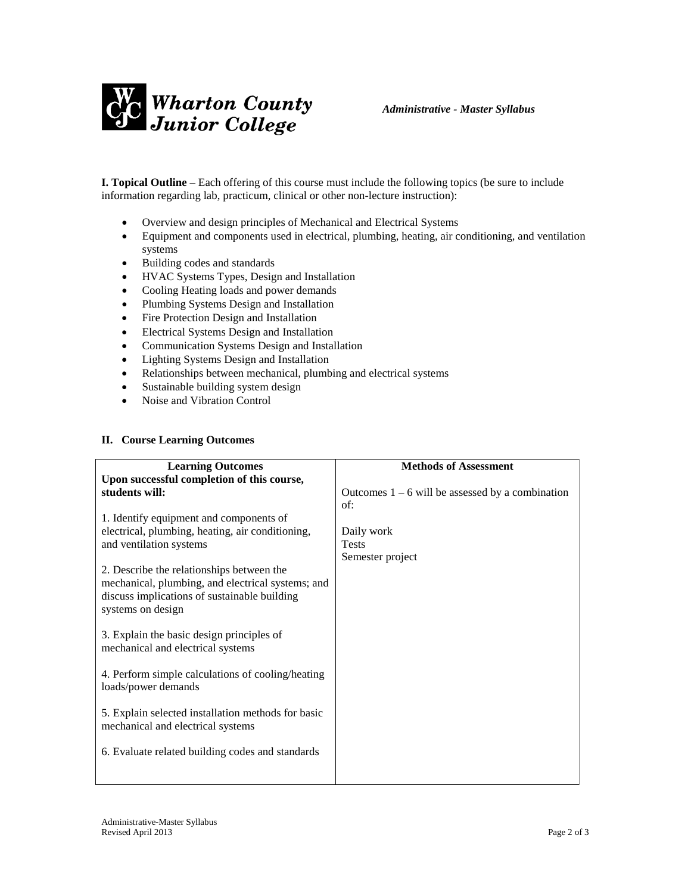**I. Topical Outline** – Each offering of this course must include the following topics (be sure to include information regarding lab, practicum, clinical or other non-lecture instruction):

- Overview and design principles of Mechanical and Electrical Systems
- Equipment and components used in electrical, plumbing, heating, air conditioning, and ventilation systems
- Building codes and standards
- HVAC Systems Types, Design and Installation
- Cooling Heating loads and power demands
- Plumbing Systems Design and Installation
- Fire Protection Design and Installation
- Electrical Systems Design and Installation
- Communication Systems Design and Installation
- Lighting Systems Design and Installation
- Relationships between mechanical, plumbing and electrical systems
- Sustainable building system design
- Noise and Vibration Control

**II. Course Learning Outcomes**

| Learning Outcomes | Methods of Assessment |
|---|---|
| **Upon successful completion of this course, students will:**<br><br>1. Identify equipment and components of electrical, plumbing, heating, air conditioning, and ventilation systems<br><br>2. Describe the relationships between the mechanical, plumbing, and electrical systems; and discuss implications of sustainable building systems on design<br><br>3. Explain the basic design principles of mechanical and electrical systems<br><br>4. Perform simple calculations of cooling/heating loads/power demands<br><br>5. Explain selected installation methods for basic mechanical and electrical systems<br><br>6. Evaluate related building codes and standards | Outcomes 1 – 6 will be assessed by a combination of:<br><br>Daily work<br>Tests<br>Semester project |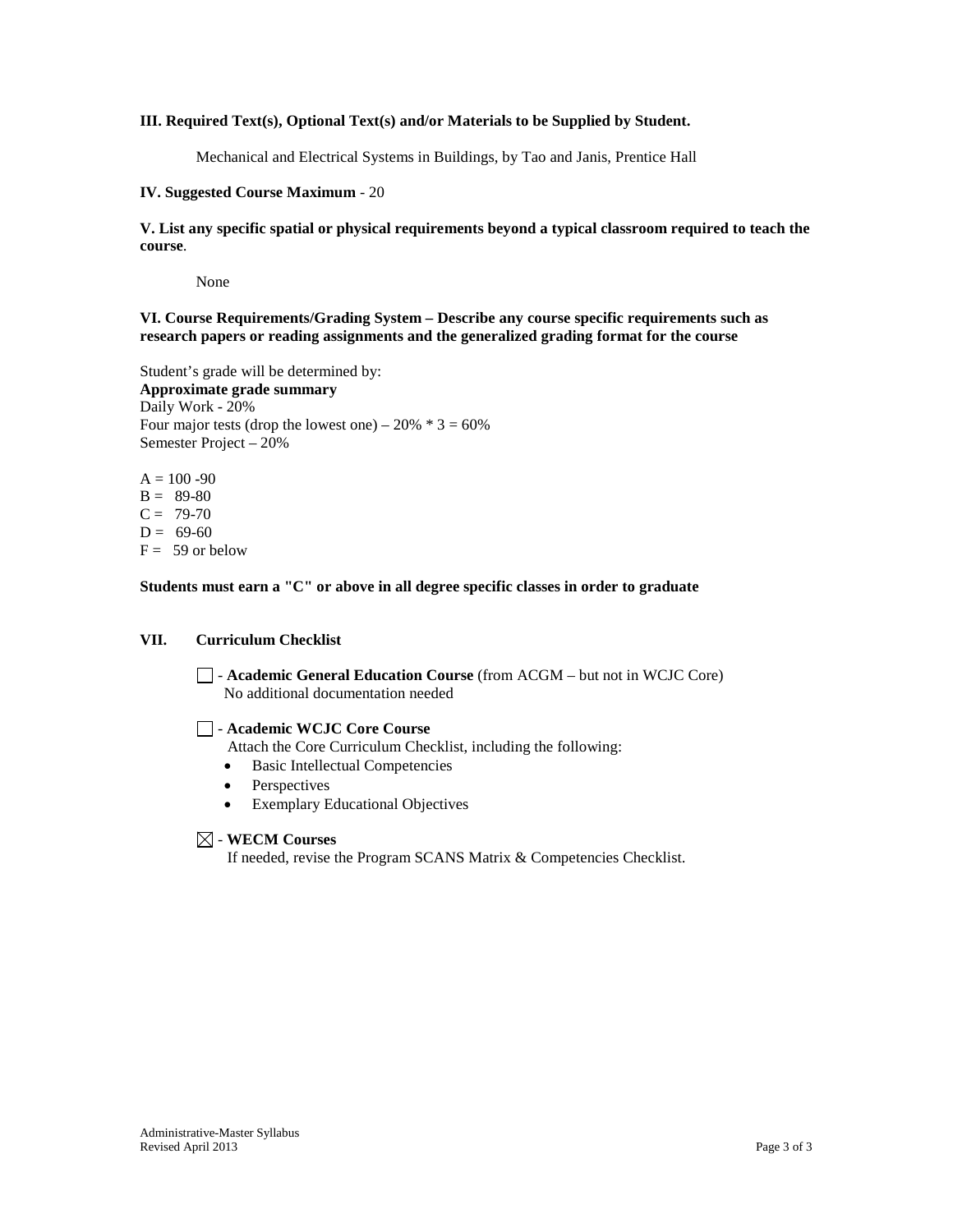**III. Required Text(s), Optional Text(s) and/or Materials to be Supplied by Student.**

Mechanical and Electrical Systems in Buildings, by Tao and Janis, Prentice Hall

**IV. Suggested Course Maximum** - 20

**V. List any specific spatial or physical requirements beyond a typical classroom required to teach the course**.

None

**VI. Course Requirements/Grading System – Describe any course specific requirements such as research papers or reading assignments and the generalized grading format for the course**

Student's grade will be determined by:
**Approximate grade summary**
Daily Work - 20%
Four major tests (drop the lowest one) – 20% * 3 = 60%
Semester Project – 20%

A = 100 -90
B = 89-80
C = 79-70
D = 69-60
F = 59 or below

**Students must earn a "C" or above in all degree specific classes in order to graduate**

**VII. Curriculum Checklist**

☐ - **Academic General Education Course** (from ACGM – but not in WCJC Core)
No additional documentation needed

☐ - **Academic WCJC Core Course**
Attach the Core Curriculum Checklist, including the following:

- Basic Intellectual Competencies
- Perspectives
- Exemplary Educational Objectives

☒ - **WECM Courses**
If needed, revise the Program SCANS Matrix & Competencies Checklist.

Administrative-Master Syllabus
Revised April 2013